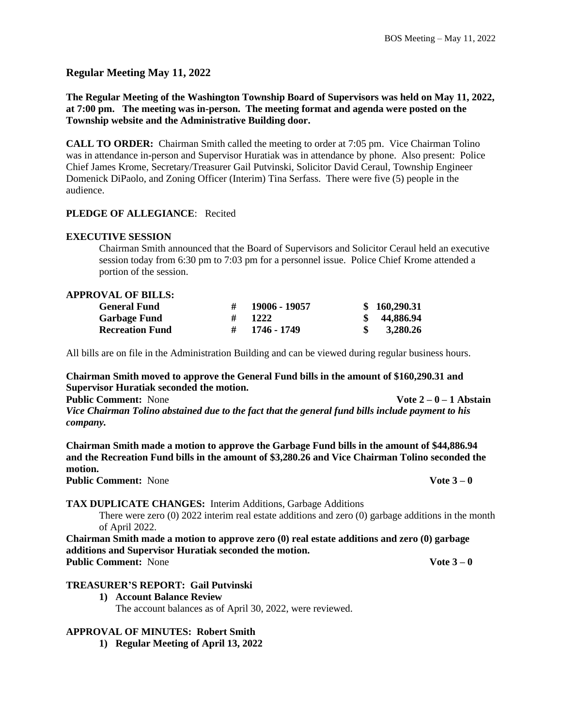## Regular Meeting May 11, 2022

**The Regular Meeting of the Washington Township Board of Supervisors was held on May 11, 2022, at 7:00 pm. The meeting was in-person. The meeting format and agenda were posted on the Township website and the Administrative Building door.**

**CALL TO ORDER:** Chairman Smith called the meeting to order at 7:05 pm. Vice Chairman Tolino was in attendance in-person and Supervisor Huratiak was in attendance by phone. Also present: Police Chief James Krome, Secretary/Treasurer Gail Putvinski, Solicitor David Ceraul, Township Engineer Domenick DiPaolo, and Zoning Officer (Interim) Tina Serfass. There were five (5) people in the audience.

**PLEDGE OF ALLEGIANCE**: Recited

**EXECUTIVE SESSION**

Chairman Smith announced that the Board of Supervisors and Solicitor Ceraul held an executive session today from 6:30 pm to 7:03 pm for a personnel issue. Police Chief Krome attended a portion of the session.

**APPROVAL OF BILLS:**

| | | |
|---|---|---|
| **General Fund** | **# 19006 - 19057** | **$ 160,290.31** |
| **Garbage Fund** | **# 1222** | **$ 44,886.94** |
| **Recreation Fund** | **# 1746 - 1749** | **$ 3,280.26** |

All bills are on file in the Administration Building and can be viewed during regular business hours.

**Chairman Smith moved to approve the General Fund bills in the amount of $160,290.31 and Supervisor Huratiak seconded the motion.**

**Public Comment:** None **Vote 2 – 0 – 1 Abstain**

***Vice Chairman Tolino abstained due to the fact that the general fund bills include payment to his company.***

**Chairman Smith made a motion to approve the Garbage Fund bills in the amount of $44,886.94 and the Recreation Fund bills in the amount of $3,280.26 and Vice Chairman Tolino seconded the motion.**

**Public Comment:** None **Vote 3 – 0**

**TAX DUPLICATE CHANGES:** Interim Additions, Garbage Additions

There were zero (0) 2022 interim real estate additions and zero (0) garbage additions in the month of April 2022.

**Chairman Smith made a motion to approve zero (0) real estate additions and zero (0) garbage additions and Supervisor Huratiak seconded the motion.**

**Public Comment:** None **Vote 3 – 0**

**TREASURER'S REPORT: Gail Putvinski**

1) **Account Balance Review**

   The account balances as of April 30, 2022, were reviewed.

**APPROVAL OF MINUTES: Robert Smith**

1) **Regular Meeting of April 13, 2022**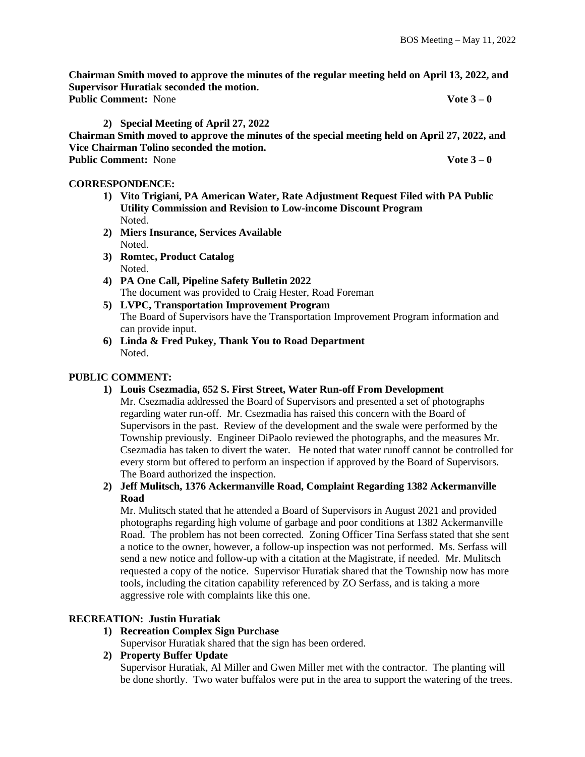**Chairman Smith moved to approve the minutes of the regular meeting held on April 13, 2022, and Supervisor Huratiak seconded the motion.**
**Public Comment:** None **Vote 3 – 0**

2) **Special Meeting of April 27, 2022**

**Chairman Smith moved to approve the minutes of the special meeting held on April 27, 2022, and Vice Chairman Tolino seconded the motion.**
**Public Comment:** None **Vote 3 – 0**

## CORRESPONDENCE:

1) **Vito Trigiani, PA American Water, Rate Adjustment Request Filed with PA Public Utility Commission and Revision to Low-income Discount Program**
   Noted.
2) **Miers Insurance, Services Available**
   Noted.
3) **Romtec, Product Catalog**
   Noted.
4) **PA One Call, Pipeline Safety Bulletin 2022**
   The document was provided to Craig Hester, Road Foreman
5) **LVPC, Transportation Improvement Program**
   The Board of Supervisors have the Transportation Improvement Program information and can provide input.
6) **Linda & Fred Pukey, Thank You to Road Department**
   Noted.

## PUBLIC COMMENT:

1) **Louis Csezmadia, 652 S. First Street, Water Run-off From Development**
   Mr. Csezmadia addressed the Board of Supervisors and presented a set of photographs regarding water run-off. Mr. Csezmadia has raised this concern with the Board of Supervisors in the past. Review of the development and the swale were performed by the Township previously. Engineer DiPaolo reviewed the photographs, and the measures Mr. Csezmadia has taken to divert the water. He noted that water runoff cannot be controlled for every storm but offered to perform an inspection if approved by the Board of Supervisors. The Board authorized the inspection.
2) **Jeff Mulitsch, 1376 Ackermanville Road, Complaint Regarding 1382 Ackermanville Road**
   Mr. Mulitsch stated that he attended a Board of Supervisors in August 2021 and provided photographs regarding high volume of garbage and poor conditions at 1382 Ackermanville Road. The problem has not been corrected. Zoning Officer Tina Serfass stated that she sent a notice to the owner, however, a follow-up inspection was not performed. Ms. Serfass will send a new notice and follow-up with a citation at the Magistrate, if needed. Mr. Mulitsch requested a copy of the notice. Supervisor Huratiak shared that the Township now has more tools, including the citation capability referenced by ZO Serfass, and is taking a more aggressive role with complaints like this one.

## RECREATION: Justin Huratiak

1) **Recreation Complex Sign Purchase**
   Supervisor Huratiak shared that the sign has been ordered.
2) **Property Buffer Update**
   Supervisor Huratiak, Al Miller and Gwen Miller met with the contractor. The planting will be done shortly. Two water buffalos were put in the area to support the watering of the trees.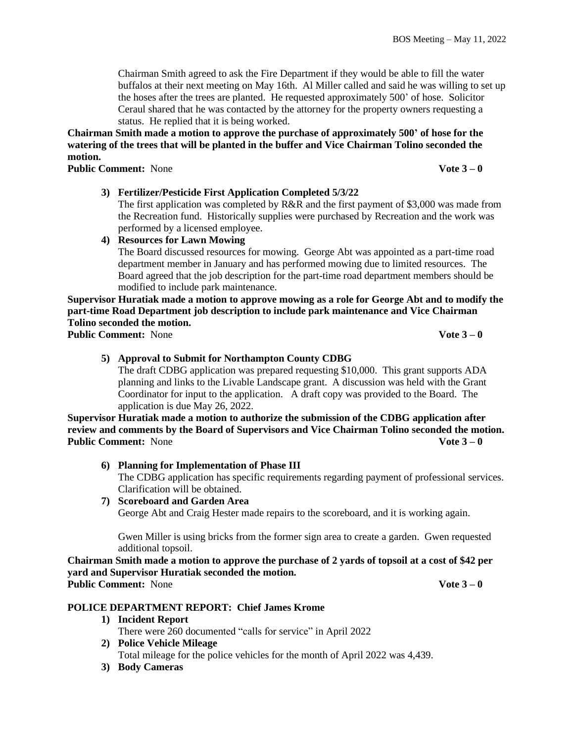Chairman Smith agreed to ask the Fire Department if they would be able to fill the water buffalos at their next meeting on May 16th. Al Miller called and said he was willing to set up the hoses after the trees are planted. He requested approximately 500' of hose. Solicitor Ceraul shared that he was contacted by the attorney for the property owners requesting a status. He replied that it is being worked.

**Chairman Smith made a motion to approve the purchase of approximately 500' of hose for the watering of the trees that will be planted in the buffer and Vice Chairman Tolino seconded the motion.**

**Public Comment:** None **Vote 3 – 0**

3) **Fertilizer/Pesticide First Application Completed 5/3/22**
   The first application was completed by R&R and the first payment of $3,000 was made from the Recreation fund. Historically supplies were purchased by Recreation and the work was performed by a licensed employee.

4) **Resources for Lawn Mowing**
   The Board discussed resources for mowing. George Abt was appointed as a part-time road department member in January and has performed mowing due to limited resources. The Board agreed that the job description for the part-time road department members should be modified to include park maintenance.

**Supervisor Huratiak made a motion to approve mowing as a role for George Abt and to modify the part-time Road Department job description to include park maintenance and Vice Chairman Tolino seconded the motion.**

**Public Comment:** None **Vote 3 – 0**

5) **Approval to Submit for Northampton County CDBG**
   The draft CDBG application was prepared requesting $10,000. This grant supports ADA planning and links to the Livable Landscape grant. A discussion was held with the Grant Coordinator for input to the application. A draft copy was provided to the Board. The application is due May 26, 2022.

**Supervisor Huratiak made a motion to authorize the submission of the CDBG application after review and comments by the Board of Supervisors and Vice Chairman Tolino seconded the motion.**

**Public Comment:** None **Vote 3 – 0**

6) **Planning for Implementation of Phase III**
   The CDBG application has specific requirements regarding payment of professional services. Clarification will be obtained.

7) **Scoreboard and Garden Area**
   George Abt and Craig Hester made repairs to the scoreboard, and it is working again.

   Gwen Miller is using bricks from the former sign area to create a garden. Gwen requested additional topsoil.

**Chairman Smith made a motion to approve the purchase of 2 yards of topsoil at a cost of $42 per yard and Supervisor Huratiak seconded the motion.**

**Public Comment:** None **Vote 3 – 0**

## POLICE DEPARTMENT REPORT: Chief James Krome

1) **Incident Report**
   There were 260 documented "calls for service" in April 2022

2) **Police Vehicle Mileage**
   Total mileage for the police vehicles for the month of April 2022 was 4,439.

3) **Body Cameras**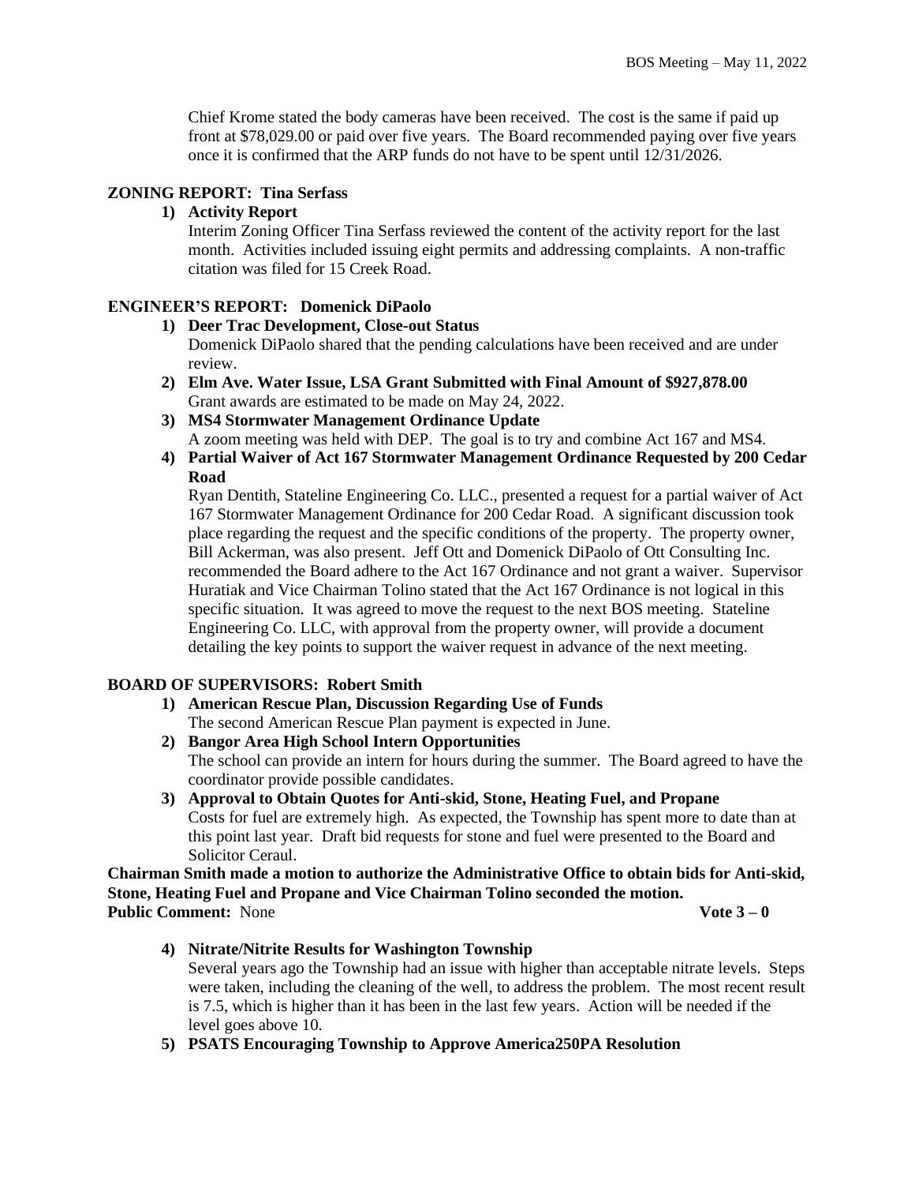Chief Krome stated the body cameras have been received. The cost is the same if paid up front at $78,029.00 or paid over five years. The Board recommended paying over five years once it is confirmed that the ARP funds do not have to be spent until 12/31/2026.

**ZONING REPORT: Tina Serfass**

1) **Activity Report**
   Interim Zoning Officer Tina Serfass reviewed the content of the activity report for the last month. Activities included issuing eight permits and addressing complaints. A non-traffic citation was filed for 15 Creek Road.

**ENGINEER'S REPORT: Domenick DiPaolo**

1) **Deer Trac Development, Close-out Status**
   Domenick DiPaolo shared that the pending calculations have been received and are under review.
2) **Elm Ave. Water Issue, LSA Grant Submitted with Final Amount of $927,878.00**
   Grant awards are estimated to be made on May 24, 2022.
3) **MS4 Stormwater Management Ordinance Update**
   A zoom meeting was held with DEP. The goal is to try and combine Act 167 and MS4.
4) **Partial Waiver of Act 167 Stormwater Management Ordinance Requested by 200 Cedar Road**
   Ryan Dentith, Stateline Engineering Co. LLC., presented a request for a partial waiver of Act 167 Stormwater Management Ordinance for 200 Cedar Road. A significant discussion took place regarding the request and the specific conditions of the property. The property owner, Bill Ackerman, was also present. Jeff Ott and Domenick DiPaolo of Ott Consulting Inc. recommended the Board adhere to the Act 167 Ordinance and not grant a waiver. Supervisor Huratiak and Vice Chairman Tolino stated that the Act 167 Ordinance is not logical in this specific situation. It was agreed to move the request to the next BOS meeting. Stateline Engineering Co. LLC, with approval from the property owner, will provide a document detailing the key points to support the waiver request in advance of the next meeting.

**BOARD OF SUPERVISORS: Robert Smith**

1) **American Rescue Plan, Discussion Regarding Use of Funds**
   The second American Rescue Plan payment is expected in June.
2) **Bangor Area High School Intern Opportunities**
   The school can provide an intern for hours during the summer. The Board agreed to have the coordinator provide possible candidates.
3) **Approval to Obtain Quotes for Anti-skid, Stone, Heating Fuel, and Propane**
   Costs for fuel are extremely high. As expected, the Township has spent more to date than at this point last year. Draft bid requests for stone and fuel were presented to the Board and Solicitor Ceraul.

**Chairman Smith made a motion to authorize the Administrative Office to obtain bids for Anti-skid, Stone, Heating Fuel and Propane and Vice Chairman Tolino seconded the motion.**
**Public Comment:** None **Vote 3 – 0**

4) **Nitrate/Nitrite Results for Washington Township**
   Several years ago the Township had an issue with higher than acceptable nitrate levels. Steps were taken, including the cleaning of the well, to address the problem. The most recent result is 7.5, which is higher than it has been in the last few years. Action will be needed if the level goes above 10.
5) **PSATS Encouraging Township to Approve America250PA Resolution**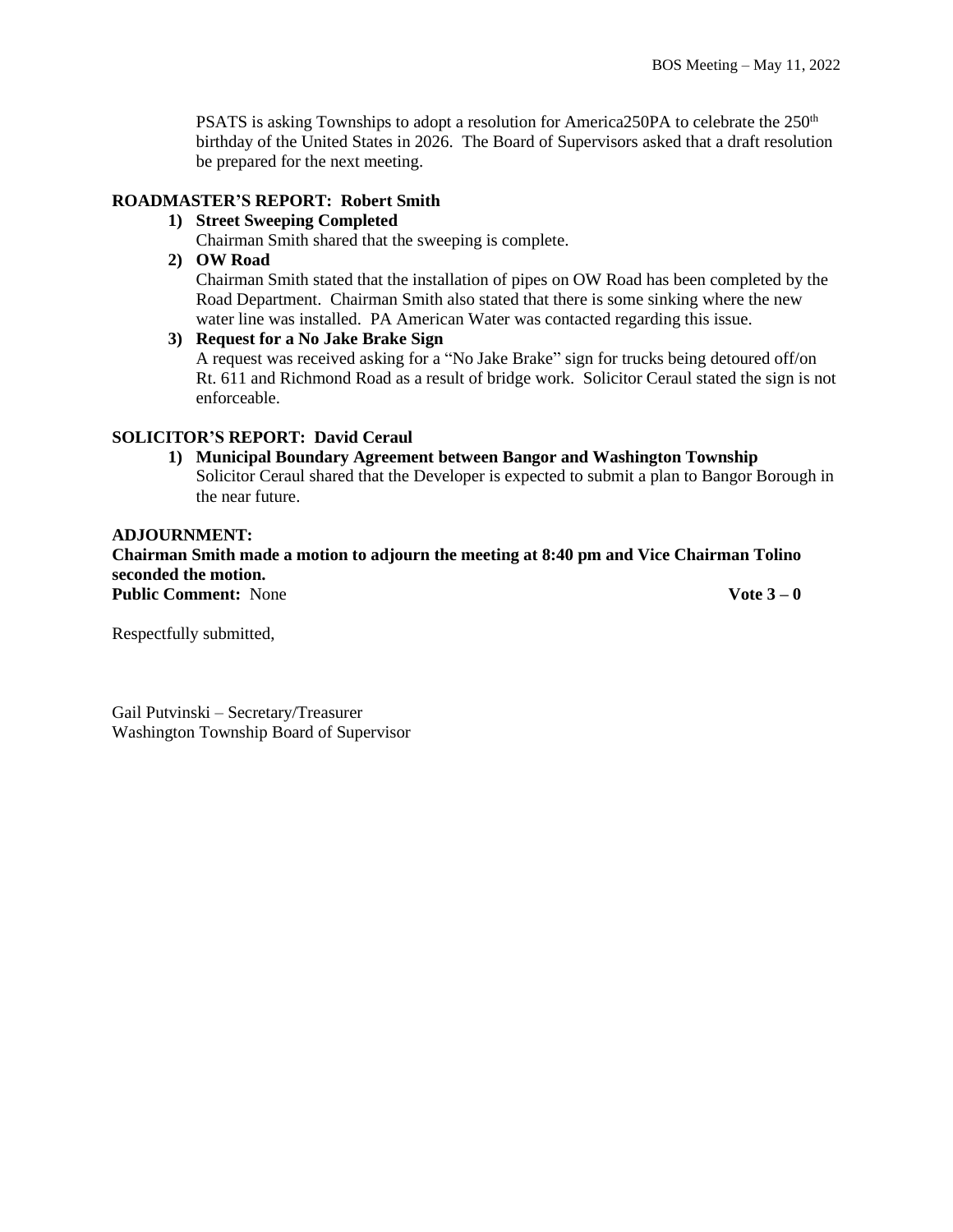PSATS is asking Townships to adopt a resolution for America250PA to celebrate the 250th birthday of the United States in 2026. The Board of Supervisors asked that a draft resolution be prepared for the next meeting.

**ROADMASTER'S REPORT: Robert Smith**

1) **Street Sweeping Completed**
   Chairman Smith shared that the sweeping is complete.
2) **OW Road**
   Chairman Smith stated that the installation of pipes on OW Road has been completed by the Road Department. Chairman Smith also stated that there is some sinking where the new water line was installed. PA American Water was contacted regarding this issue.
3) **Request for a No Jake Brake Sign**
   A request was received asking for a "No Jake Brake" sign for trucks being detoured off/on Rt. 611 and Richmond Road as a result of bridge work. Solicitor Ceraul stated the sign is not enforceable.

**SOLICITOR'S REPORT: David Ceraul**

1) **Municipal Boundary Agreement between Bangor and Washington Township**
   Solicitor Ceraul shared that the Developer is expected to submit a plan to Bangor Borough in the near future.

**ADJOURNMENT:**

**Chairman Smith made a motion to adjourn the meeting at 8:40 pm and Vice Chairman Tolino seconded the motion.**

**Public Comment:** None **Vote 3 – 0**

Respectfully submitted,

Gail Putvinski – Secretary/Treasurer
Washington Township Board of Supervisor